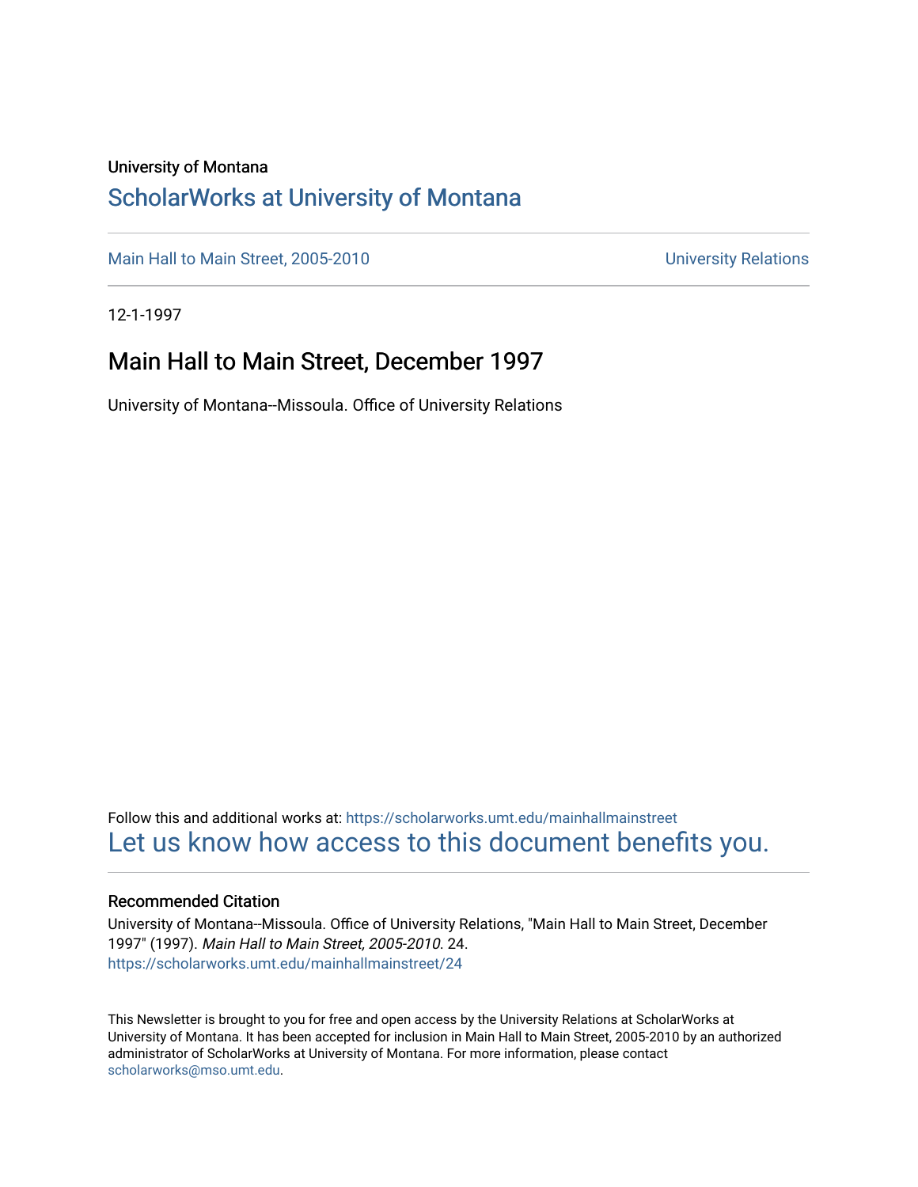University of Montana

# ScholarWorks at University of Montana

Main Hall to Main Street, 2005-2010 University Relations

12-1-1997

## Main Hall to Main Street, December 1997

University of Montana--Missoula. Office of University Relations

Follow this and additional works at: https://scholarworks.umt.edu/mainhallmainstreet

Let us know how access to this document benefits you.

### Recommended Citation

University of Montana--Missoula. Office of University Relations, "Main Hall to Main Street, December 1997" (1997). *Main Hall to Main Street, 2005-2010*. 24.
https://scholarworks.umt.edu/mainhallmainstreet/24

This Newsletter is brought to you for free and open access by the University Relations at ScholarWorks at University of Montana. It has been accepted for inclusion in Main Hall to Main Street, 2005-2010 by an authorized administrator of ScholarWorks at University of Montana. For more information, please contact scholarworks@mso.umt.edu.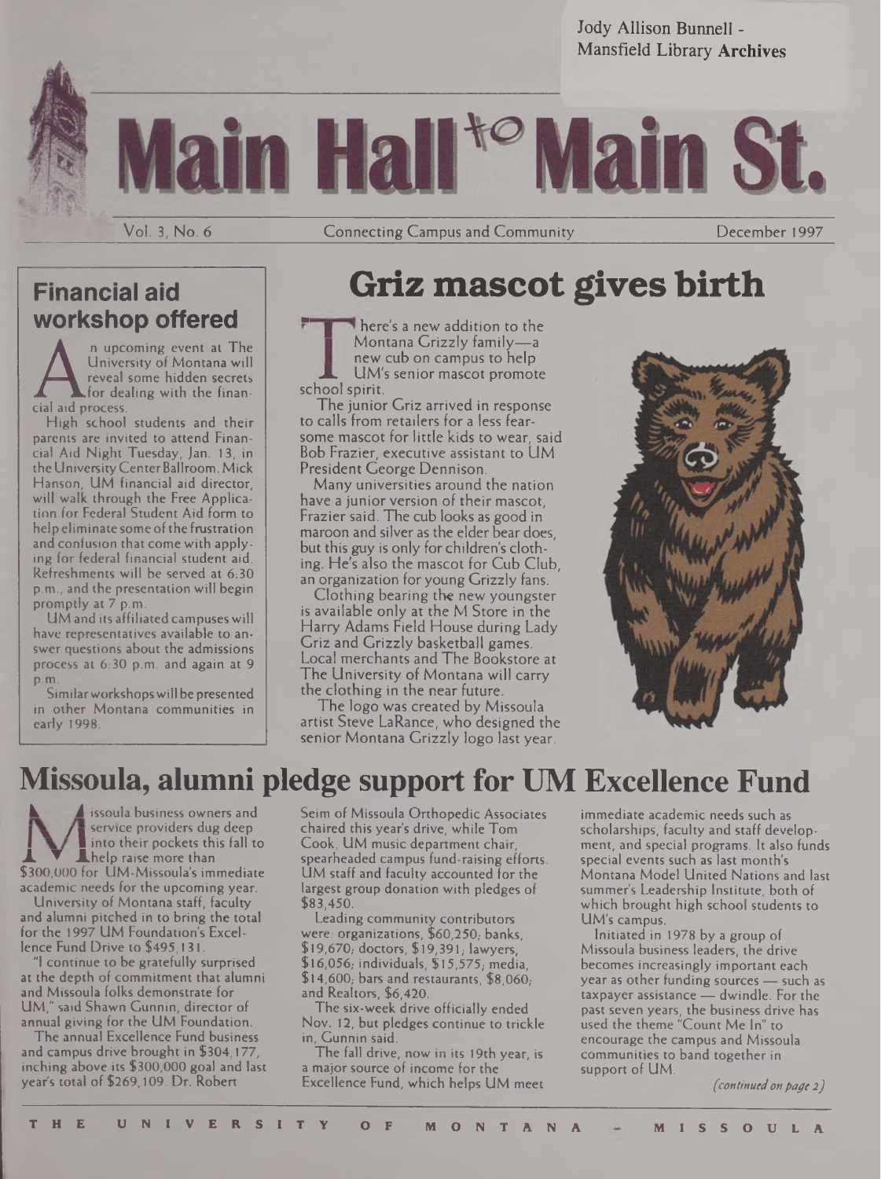Jody Allison Bunnell - Mansfield Library Archives

# Main Hall to Main St.

Vol. 3, No. 6 — Connecting Campus and Community — December 1997

## Financial aid workshop offered

An upcoming event at The University of Montana will reveal some hidden secrets for dealing with the financial aid process.

High school students and their parents are invited to attend Financial Aid Night Tuesday, Jan. 13, in the University Center Ballroom. Mick Hanson, UM financial aid director, will walk through the Free Application for Federal Student Aid form to help eliminate some of the frustration and confusion that come with applying for federal financial student aid. Refreshments will be served at 6:30 p.m., and the presentation will begin promptly at 7 p.m.

UM and its affiliated campuses will have representatives available to answer questions about the admissions process at 6:30 p.m. and again at 9 p.m.

Similar workshops will be presented in other Montana communities in early 1998.

## Griz mascot gives birth

There's a new addition to the Montana Grizzly family—a new cub on campus to help UM's senior mascot promote school spirit.

The junior Griz arrived in response to calls from retailers for a less fearsome mascot for little kids to wear, said Bob Frazier, executive assistant to UM President George Dennison.

Many universities around the nation have a junior version of their mascot, Frazier said. The cub looks as good in maroon and silver as the elder bear does, but this guy is only for children's clothing. He's also the mascot for Cub Club, an organization for young Grizzly fans.

Clothing bearing the new youngster is available only at the M Store in the Harry Adams Field House during Lady Griz and Grizzly basketball games. Local merchants and The Bookstore at The University of Montana will carry the clothing in the near future.

The logo was created by Missoula artist Steve LaRance, who designed the senior Montana Grizzly logo last year.

## Missoula, alumni pledge support for UM Excellence Fund

Missoula business owners and service providers dug deep into their pockets this fall to help raise more than $300,000 for UM-Missoula's immediate academic needs for the upcoming year.

University of Montana staff, faculty and alumni pitched in to bring the total for the 1997 UM Foundation's Excellence Fund Drive to $495,131.

"I continue to be gratefully surprised at the depth of commitment that alumni and Missoula folks demonstrate for UM," said Shawn Gunnin, director of annual giving for the UM Foundation.

The annual Excellence Fund business and campus drive brought in $304,177, inching above its $300,000 goal and last year's total of $269,109. Dr. Robert Seim of Missoula Orthopedic Associates chaired this year's drive, while Tom Cook, UM music department chair, spearheaded campus fund-raising efforts. UM staff and faculty accounted for the largest group donation with pledges of $83,450.

Leading community contributors were: organizations, $60,250; banks, $19,670; doctors, $19,391; lawyers, $16,056; individuals, $15,575; media, $14,600; bars and restaurants, $8,060; and Realtors, $6,420.

The six-week drive officially ended Nov. 12, but pledges continue to trickle in, Gunnin said.

The fall drive, now in its 19th year, is a major source of income for the Excellence Fund, which helps UM meet immediate academic needs such as scholarships, faculty and staff development, and special programs. It also funds special events such as last month's Montana Model United Nations and last summer's Leadership Institute, both of which brought high school students to UM's campus.

Initiated in 1978 by a group of Missoula business leaders, the drive becomes increasingly important each year as other funding sources — such as taxpayer assistance — dwindle. For the past seven years, the business drive has used the theme "Count Me In" to encourage the campus and Missoula communities to band together in support of UM.

*(continued on page 2)*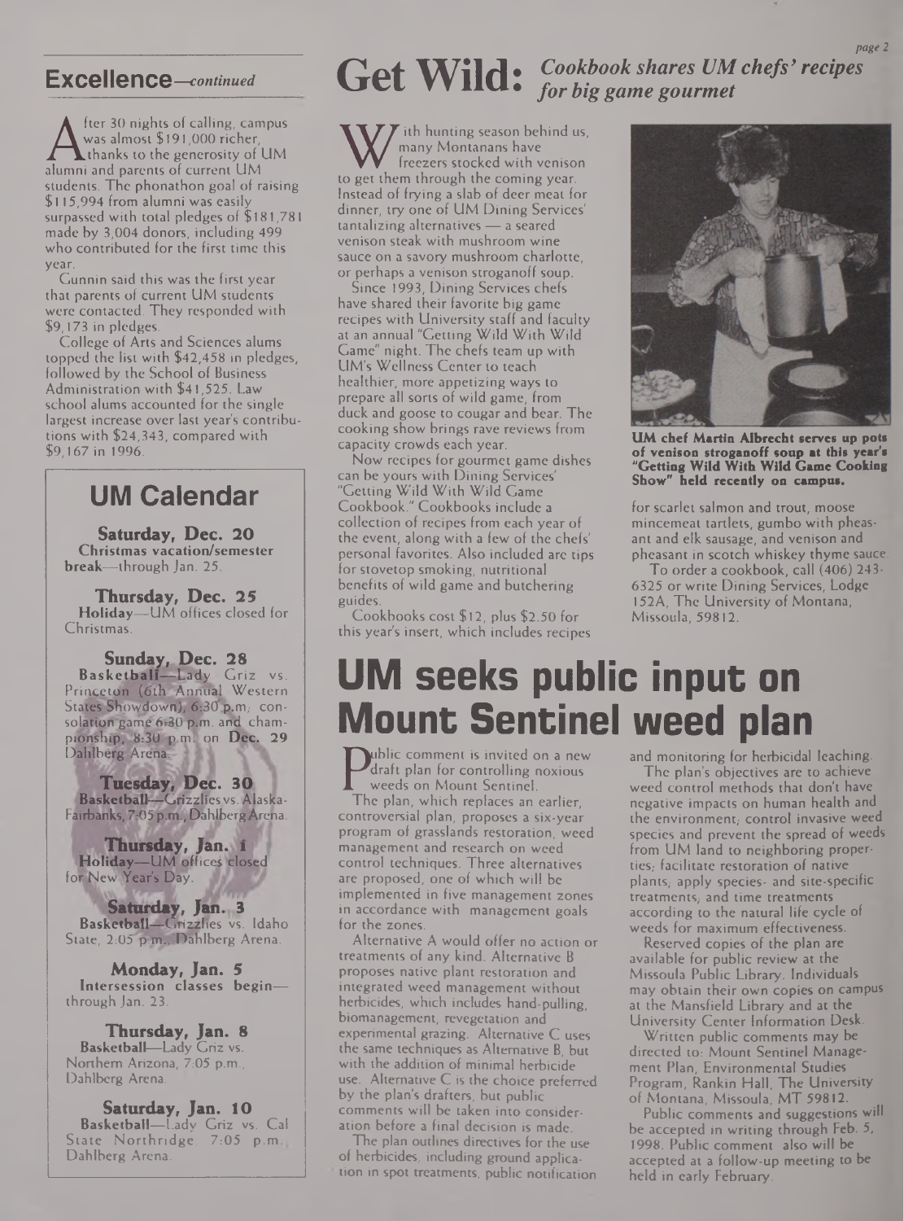## Excellence—*continued*

After 30 nights of calling, campus was almost $191,000 richer, thanks to the generosity of UM alumni and parents of current UM students. The phonathon goal of raising $115,994 from alumni was easily surpassed with total pledges of $181,781 made by 3,004 donors, including 499 who contributed for the first time this year.

Gunnin said this was the first year that parents of current UM students were contacted. They responded with $9,173 in pledges.

College of Arts and Sciences alums topped the list with $42,458 in pledges, followed by the School of Business Administration with $41,525. Law school alums accounted for the single largest increase over last year's contributions with $24,343, compared with $9,167 in 1996.

## UM Calendar

**Saturday, Dec. 20**
**Christmas vacation/semester break**—through Jan. 25.

**Thursday, Dec. 25**
**Holiday**—UM offices closed for Christmas.

**Sunday, Dec. 28**
**Basketball**—Lady Griz vs. Princeton (6th Annual Western States Showdown), 6:30 p.m.; consolation game 6:30 p.m. and championship, 8:30 p.m. on **Dec. 29** Dahlberg Arena.

**Tuesday, Dec. 30**
**Basketball**—Grizzlies vs. Alaska-Fairbanks, 7:05 p.m., Dahlberg Arena.

**Thursday, Jan. 1**
**Holiday**—UM offices closed for New Year's Day.

**Saturday, Jan. 3**
**Basketball**—Grizzlies vs. Idaho State, 2:05 p.m., Dahlberg Arena.

**Monday, Jan. 5**
**Intersession classes begin**—through Jan. 23.

**Thursday, Jan. 8**
**Basketball**—Lady Griz vs. Northern Arizona, 7:05 p.m., Dahlberg Arena.

**Saturday, Jan. 10**
**Basketball**—Lady Griz vs. Cal State Northridge, 7:05 p.m., Dahlberg Arena.

# Get Wild: *Cookbook shares UM chefs' recipes for big game gourmet*

With hunting season behind us, many Montanans have freezers stocked with venison to get them through the coming year. Instead of frying a slab of deer meat for dinner, try one of UM Dining Services' tantalizing alternatives — a seared venison steak with mushroom wine sauce on a savory mushroom charlotte, or perhaps a venison stroganoff soup.

Since 1993, Dining Services chefs have shared their favorite big game recipes with University staff and faculty at an annual "Getting Wild With Wild Game" night. The chefs team up with UM's Wellness Center to teach healthier, more appetizing ways to prepare all sorts of wild game, from duck and goose to cougar and bear. The cooking show brings rave reviews from capacity crowds each year.

Now recipes for gourmet game dishes can be yours with Dining Services' "Getting Wild With Wild Game Cookbook." Cookbooks include a collection of recipes from each year of the event, along with a few of the chefs' personal favorites. Also included are tips for stovetop smoking, nutritional benefits of wild game and butchering guides.

Cookbooks cost $12, plus $2.50 for this year's insert, which includes recipes for scarlet salmon and trout, moose mincemeat tartlets, gumbo with pheasant and elk sausage, and venison and pheasant in scotch whiskey thyme sauce.

To order a cookbook, call (406) 243-6325 or write Dining Services, Lodge 152A, The University of Montana, Missoula, 59812.

**UM chef Martin Albrecht serves up pots of venison stroganoff soup at this year's "Getting Wild With Wild Game Cooking Show" held recently on campus.**

# UM seeks public input on Mount Sentinel weed plan

Public comment is invited on a new draft plan for controlling noxious weeds on Mount Sentinel.

The plan, which replaces an earlier, controversial plan, proposes a six-year program of grasslands restoration, weed management and research on weed control techniques. Three alternatives are proposed, one of which will be implemented in five management zones in accordance with management goals for the zones.

Alternative A would offer no action or treatments of any kind. Alternative B proposes native plant restoration and integrated weed management without herbicides, which includes hand-pulling, biomanagement, revegetation and experimental grazing. Alternative C uses the same techniques as Alternative B, but with the addition of minimal herbicide use. Alternative C is the choice preferred by the plan's drafters, but public comments will be taken into consideration before a final decision is made.

The plan outlines directives for the use of herbicides, including ground application in spot treatments, public notification and monitoring for herbicidal leaching.

The plan's objectives are to achieve weed control methods that don't have negative impacts on human health and the environment; control invasive weed species and prevent the spread of weeds from UM land to neighboring properties; facilitate restoration of native plants; apply species- and site-specific treatments; and time treatments according to the natural life cycle of weeds for maximum effectiveness.

Reserved copies of the plan are available for public review at the Missoula Public Library. Individuals may obtain their own copies on campus at the Mansfield Library and at the University Center Information Desk.

Written public comments may be directed to: Mount Sentinel Management Plan, Environmental Studies Program, Rankin Hall, The University of Montana, Missoula, MT 59812.

Public comments and suggestions will be accepted in writing through Feb. 5, 1998. Public comment also will be accepted at a follow-up meeting to be held in early February.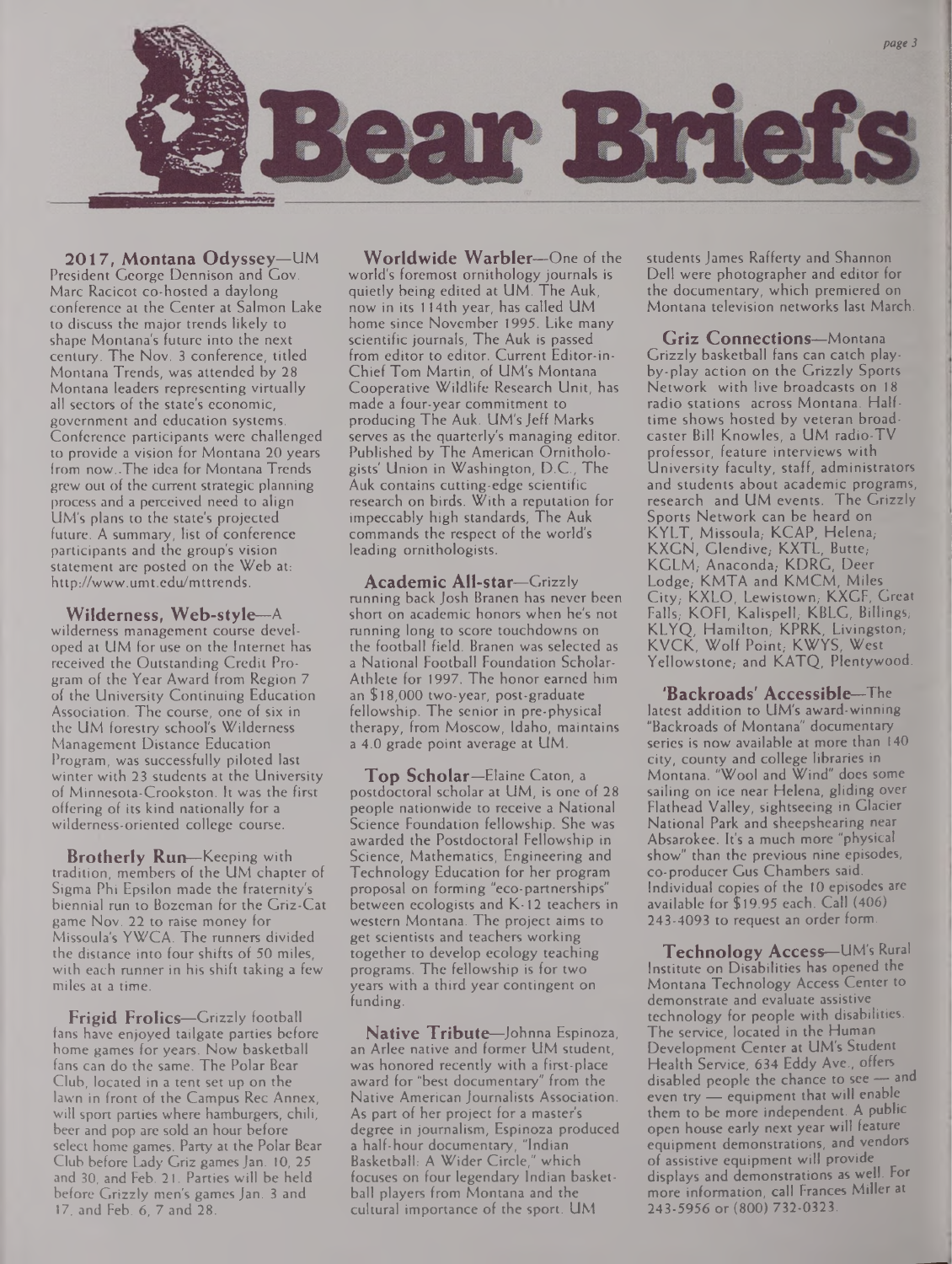# Bear Briefs

**2017, Montana Odyssey**—UM President George Dennison and Gov. Marc Racicot co-hosted a daylong conference at the Center at Salmon Lake to discuss the major trends likely to shape Montana's future into the next century. The Nov. 3 conference, titled Montana Trends, was attended by 28 Montana leaders representing virtually all sectors of the state's economic, government and education systems. Conference participants were challenged to provide a vision for Montana 20 years from now. The idea for Montana Trends grew out of the current strategic planning process and a perceived need to align UM's plans to the state's projected future. A summary, list of conference participants and the group's vision statement are posted on the Web at: http://www.umt.edu/mttrends.

**Wilderness, Web-style**—A wilderness management course developed at UM for use on the Internet has received the Outstanding Credit Program of the Year Award from Region 7 of the University Continuing Education Association. The course, one of six in the UM forestry school's Wilderness Management Distance Education Program, was successfully piloted last winter with 23 students at the University of Minnesota-Crookston. It was the first offering of its kind nationally for a wilderness-oriented college course.

**Brotherly Run**—Keeping with tradition, members of the UM chapter of Sigma Phi Epsilon made the fraternity's biennial run to Bozeman for the Griz-Cat game Nov. 22 to raise money for Missoula's YWCA. The runners divided the distance into four shifts of 50 miles, with each runner in his shift taking a few miles at a time.

**Frigid Frolics**—Grizzly football fans have enjoyed tailgate parties before home games for years. Now basketball fans can do the same. The Polar Bear Club, located in a tent set up on the lawn in front of the Campus Rec Annex, will sport parties where hamburgers, chili, beer and pop are sold an hour before select home games. Party at the Polar Bear Club before Lady Griz games Jan. 10, 25 and 30, and Feb. 21. Parties will be held before Grizzly men's games Jan. 3 and 17, and Feb. 6, 7 and 28.

**Worldwide Warbler**—One of the world's foremost ornithology journals is quietly being edited at UM. The Auk, now in its 114th year, has called UM home since November 1995. Like many scientific journals, The Auk is passed from editor to editor. Current Editor-in-Chief Tom Martin, of UM's Montana Cooperative Wildlife Research Unit, has made a four-year commitment to producing The Auk. UM's Jeff Marks serves as the quarterly's managing editor. Published by The American Ornithologists' Union in Washington, D.C., The Auk contains cutting-edge scientific research on birds. With a reputation for impeccably high standards, The Auk commands the respect of the world's leading ornithologists.

**Academic All-star**—Grizzly running back Josh Branen has never been short on academic honors when he's not running long to score touchdowns on the football field. Branen was selected as a National Football Foundation Scholar-Athlete for 1997. The honor earned him an $18,000 two-year, post-graduate fellowship. The senior in pre-physical therapy, from Moscow, Idaho, maintains a 4.0 grade point average at UM.

**Top Scholar**—Elaine Caton, a postdoctoral scholar at UM, is one of 28 people nationwide to receive a National Science Foundation fellowship. She was awarded the Postdoctoral Fellowship in Science, Mathematics, Engineering and Technology Education for her program proposal on forming "eco-partnerships" between ecologists and K-12 teachers in western Montana. The project aims to get scientists and teachers working together to develop ecology teaching programs. The fellowship is for two years with a third year contingent on funding.

**Native Tribute**—Johnna Espinoza, an Arlee native and former UM student, was honored recently with a first-place award for "best documentary" from the Native American Journalists Association. As part of her project for a master's degree in journalism, Espinoza produced a half-hour documentary, "Indian Basketball: A Wider Circle," which focuses on four legendary Indian basketball players from Montana and the cultural importance of the sport. UM students James Rafferty and Shannon Dell were photographer and editor for the documentary, which premiered on Montana television networks last March.

**Griz Connections**—Montana Grizzly basketball fans can catch play-by-play action on the Grizzly Sports Network with live broadcasts on 18 radio stations across Montana. Half-time shows hosted by veteran broadcaster Bill Knowles, a UM radio-TV professor, feature interviews with University faculty, staff, administrators and students about academic programs, research and UM events. The Grizzly Sports Network can be heard on KYLT, Missoula; KCAP, Helena; KXGN, Glendive; KXTL, Butte; KGLM, Anaconda; KDRG, Deer Lodge; KMTA and KMCM, Miles City; KXLO, Lewistown; KXGF, Great Falls; KOFI, Kalispell; KBLG, Billings; KLYQ, Hamilton; KPRK, Livingston; KVCK, Wolf Point; KWYS, West Yellowstone; and KATQ, Plentywood.

**'Backroads' Accessible**—The latest addition to UM's award-winning "Backroads of Montana" documentary series is now available at more than 140 city, county and college libraries in Montana. "Wool and Wind" does some sailing on ice near Helena, gliding over Flathead Valley, sightseeing in Glacier National Park and sheepshearing near Absarokee. It's a much more "physical show" than the previous nine episodes, co-producer Gus Chambers said. Individual copies of the 10 episodes are available for $19.95 each. Call (406) 243-4093 to request an order form.

**Technology Access**—UM's Rural Institute on Disabilities has opened the Montana Technology Access Center to demonstrate and evaluate assistive technology for people with disabilities. The service, located in the Human Development Center at UM's Student Health Service, 634 Eddy Ave., offers disabled people the chance to see — and even try — equipment that will enable them to be more independent. A public open house early next year will feature equipment demonstrations, and vendors of assistive equipment will provide displays and demonstrations as well. For more information, call Frances Miller at 243-5956 or (800) 732-0323.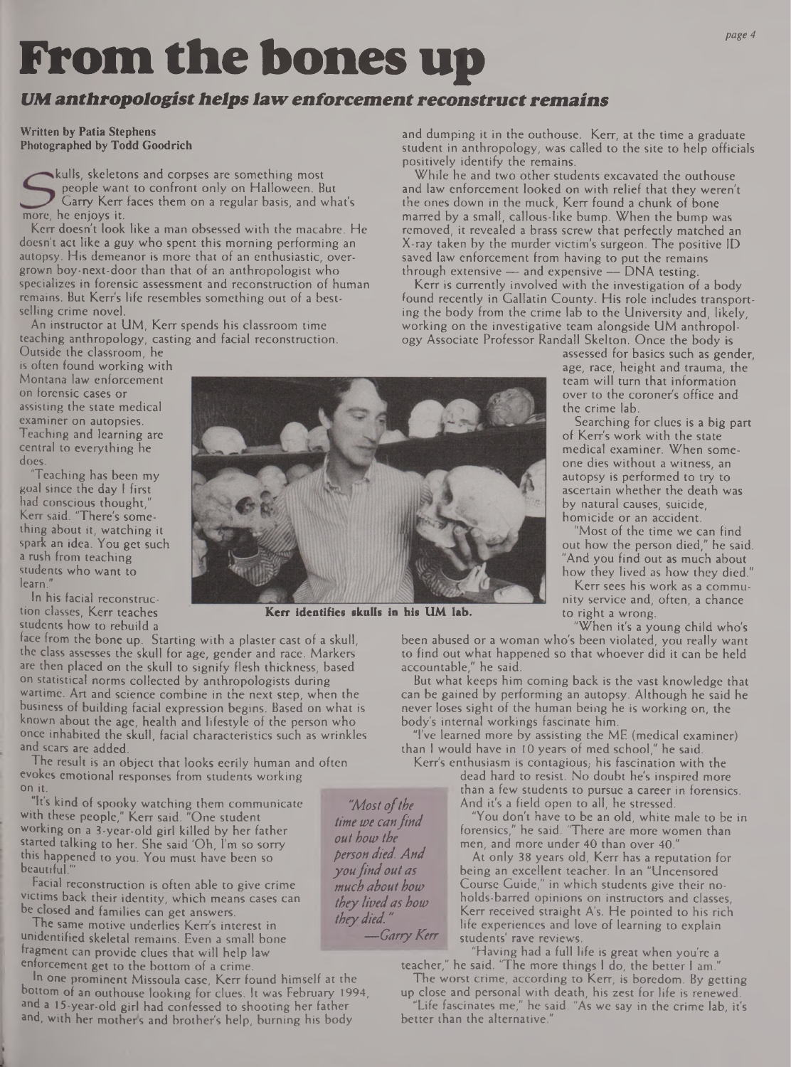# From the bones up

## *UM anthropologist helps law enforcement reconstruct remains*

**Written by Patia Stephens**
**Photographed by Todd Goodrich**

Skulls, skeletons and corpses are something most people want to confront only on Halloween. But Garry Kerr faces them on a regular basis, and what's more, he enjoys it.

Kerr doesn't look like a man obsessed with the macabre. He doesn't act like a guy who spent this morning performing an autopsy. His demeanor is more that of an enthusiastic, overgrown boy-next-door than that of an anthropologist who specializes in forensic assessment and reconstruction of human remains. But Kerr's life resembles something out of a best-selling crime novel.

An instructor at UM, Kerr spends his classroom time teaching anthropology, casting and facial reconstruction. Outside the classroom, he is often found working with Montana law enforcement on forensic cases or assisting the state medical examiner on autopsies. Teaching and learning are central to everything he does.

"Teaching has been my goal since the day I first had conscious thought," Kerr said. "There's something about it, watching it spark an idea. You get such a rush from teaching students who want to learn."

In his facial reconstruction classes, Kerr teaches students how to rebuild a face from the bone up. Starting with a plaster cast of a skull, the class assesses the skull for age, gender and race. Markers are then placed on the skull to signify flesh thickness, based on statistical norms collected by anthropologists during wartime. Art and science combine in the next step, when the business of building facial expression begins. Based on what is known about the age, health and lifestyle of the person who once inhabited the skull, facial characteristics such as wrinkles and scars are added.

**Kerr identifies skulls in his UM lab.**

The result is an object that looks eerily human and often evokes emotional responses from students working on it.

"It's kind of spooky watching them communicate with these people," Kerr said. "One student working on a 3-year-old girl killed by her father started talking to her. She said 'Oh, I'm so sorry this happened to you. You must have been so beautiful.'"

Facial reconstruction is often able to give crime victims back their identity, which means cases can be closed and families can get answers.

The same motive underlies Kerr's interest in unidentified skeletal remains. Even a small bone fragment can provide clues that will help law enforcement get to the bottom of a crime.

In one prominent Missoula case, Kerr found himself at the bottom of an outhouse looking for clues. It was February 1994, and a 15-year-old girl had confessed to shooting her father and, with her mother's and brother's help, burning his body and dumping it in the outhouse. Kerr, at the time a graduate student in anthropology, was called to the site to help officials positively identify the remains.

While he and two other students excavated the outhouse and law enforcement looked on with relief that they weren't the ones down in the muck, Kerr found a chunk of bone marred by a small, callous-like bump. When the bump was removed, it revealed a brass screw that perfectly matched an X-ray taken by the murder victim's surgeon. The positive ID saved law enforcement from having to put the remains through extensive — and expensive — DNA testing.

Kerr is currently involved with the investigation of a body found recently in Gallatin County. His role includes transporting the body from the crime lab to the University and, likely, working on the investigative team alongside UM anthropology Associate Professor Randall Skelton. Once the body is assessed for basics such as gender, age, race, height and trauma, the team will turn that information over to the coroner's office and the crime lab.

Searching for clues is a big part of Kerr's work with the state medical examiner. When someone dies without a witness, an autopsy is performed to try to ascertain whether the death was by natural causes, suicide, homicide or an accident.

"Most of the time we can find out how the person died," he said. "And you find out as much about how they lived as how they died."

Kerr sees his work as a community service and, often, a chance to right a wrong.

"When it's a young child who's been abused or a woman who's been violated, you really want to find out what happened so that whoever did it can be held accountable," he said.

But what keeps him coming back is the vast knowledge that can be gained by performing an autopsy. Although he said he never loses sight of the human being he is working on, the body's internal workings fascinate him.

"I've learned more by assisting the ME (medical examiner) than I would have in 10 years of med school," he said.

*"Most of the time we can find out how the person died. And you find out as much about how they lived as how they died."*
*—Garry Kerr*

Kerr's enthusiasm is contagious; his fascination with the dead hard to resist. No doubt he's inspired more than a few students to pursue a career in forensics. And it's a field open to all, he stressed.

"You don't have to be an old, white male to be in forensics," he said. "There are more women than men, and more under 40 than over 40."

At only 38 years old, Kerr has a reputation for being an excellent teacher. In an "Uncensored Course Guide," in which students give their no-holds-barred opinions on instructors and classes, Kerr received straight A's. He pointed to his rich life experiences and love of learning to explain students' rave reviews.

"Having had a full life is great when you're a teacher," he said. "The more things I do, the better I am."

The worst crime, according to Kerr, is boredom. By getting up close and personal with death, his zest for life is renewed.

"Life fascinates me," he said. "As we say in the crime lab, it's better than the alternative."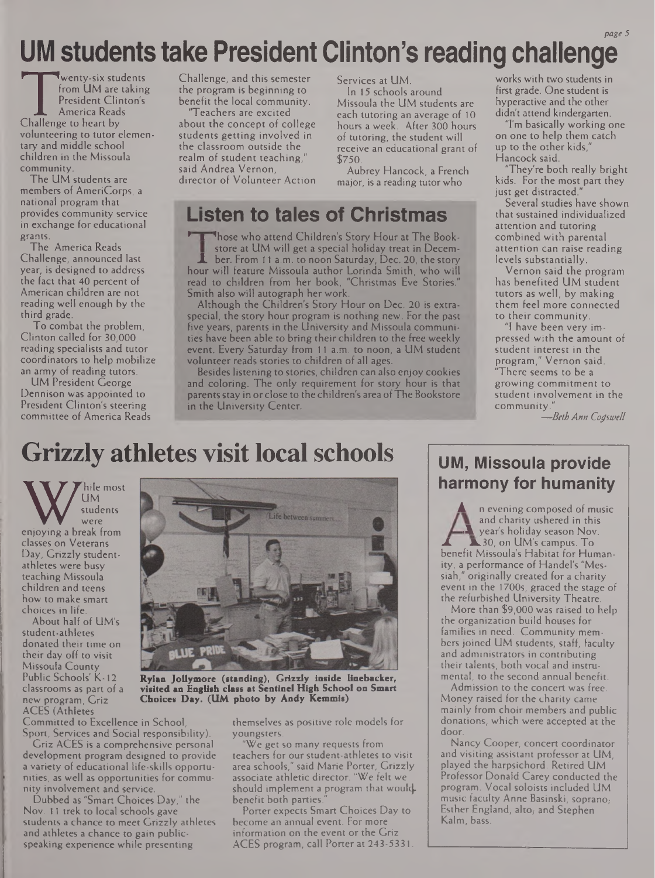# UM students take President Clinton's reading challenge

Twenty-six students from UM are taking President Clinton's America Reads Challenge to heart by volunteering to tutor elementary and middle school children in the Missoula community.

The UM students are members of AmeriCorps, a national program that provides community service in exchange for educational grants.

The America Reads Challenge, announced last year, is designed to address the fact that 40 percent of American children are not reading well enough by the third grade.

To combat the problem, Clinton called for 30,000 reading specialists and tutor coordinators to help mobilize an army of reading tutors.

UM President George Dennison was appointed to President Clinton's steering committee of America Reads Challenge, and this semester the program is beginning to benefit the local community.

"Teachers are excited about the concept of college students getting involved in the classroom outside the realm of student teaching," said Andrea Vernon, director of Volunteer Action Services at UM.

In 15 schools around Missoula the UM students are each tutoring an average of 10 hours a week. After 300 hours of tutoring, the student will receive an educational grant of $750.

Aubrey Hancock, a French major, is a reading tutor who works with two students in first grade. One student is hyperactive and the other didn't attend kindergarten.

"I'm basically working one on one to help them catch up to the other kids," Hancock said.

"They're both really bright kids. For the most part they just get distracted."

Several studies have shown that sustained individualized attention and tutoring combined with parental attention can raise reading levels substantially.

Vernon said the program has benefited UM student tutors as well, by making them feel more connected to their community.

"I have been very impressed with the amount of student interest in the program," Vernon said. "There seems to be a growing commitment to student involvement in the community."

*—Beth Ann Cogswell*

## Listen to tales of Christmas

Those who attend Children's Story Hour at The Bookstore at UM will get a special holiday treat in December. From 11 a.m. to noon Saturday, Dec. 20, the story hour will feature Missoula author Lorinda Smith, who will read to children from her book, "Christmas Eve Stories." Smith also will autograph her work.

Although the Children's Story Hour on Dec. 20 is extra-special, the story hour program is nothing new. For the past five years, parents in the University and Missoula communities have been able to bring their children to the free weekly event. Every Saturday from 11 a.m. to noon, a UM student volunteer reads stories to children of all ages.

Besides listening to stories, children can also enjoy cookies and coloring. The only requirement for story hour is that parents stay in or close to the children's area of The Bookstore in the University Center.

# Grizzly athletes visit local schools

While most UM students were enjoying a break from classes on Veterans Day, Grizzly student-athletes were busy teaching Missoula children and teens how to make smart choices in life.

About half of UM's student-athletes donated their time on their day off to visit Missoula County Public Schools' K-12 classrooms as part of a new program, Griz ACES (Athletes Committed to Excellence in School, Sport, Services and Social responsibility).

**Rylan Jollymore (standing), Grizzly inside linebacker, visited an English class at Sentinel High School on Smart Choices Day. (UM photo by Andy Kemmis)**

Griz ACES is a comprehensive personal development program designed to provide a variety of educational life-skills opportunities, as well as opportunities for community involvement and service.

Dubbed as "Smart Choices Day," the Nov. 11 trek to local schools gave students a chance to meet Grizzly athletes and athletes a chance to gain public-speaking experience while presenting themselves as positive role models for youngsters.

"We get so many requests from teachers for our student-athletes to visit area schools," said Marie Porter, Grizzly associate athletic director. "We felt we should implement a program that would benefit both parties."

Porter expects Smart Choices Day to become an annual event. For more information on the event or the Griz ACES program, call Porter at 243-5331.

## UM, Missoula provide harmony for humanity

An evening composed of music and charity ushered in this year's holiday season Nov. 30, on UM's campus. To benefit Missoula's Habitat for Humanity, a performance of Handel's "Messiah," originally created for a charity event in the 1700s, graced the stage of the refurbished University Theatre.

More than $9,000 was raised to help the organization build houses for families in need. Community members joined UM students, staff, faculty and administrators in contributing their talents, both vocal and instrumental, to the second annual benefit.

Admission to the concert was free. Money raised for the charity came mainly from choir members and public donations, which were accepted at the door.

Nancy Cooper, concert coordinator and visiting assistant professor at UM, played the harpsichord. Retired UM Professor Donald Carey conducted the program. Vocal soloists included UM music faculty Anne Basinski, soprano; Esther England, alto; and Stephen Kalm, bass.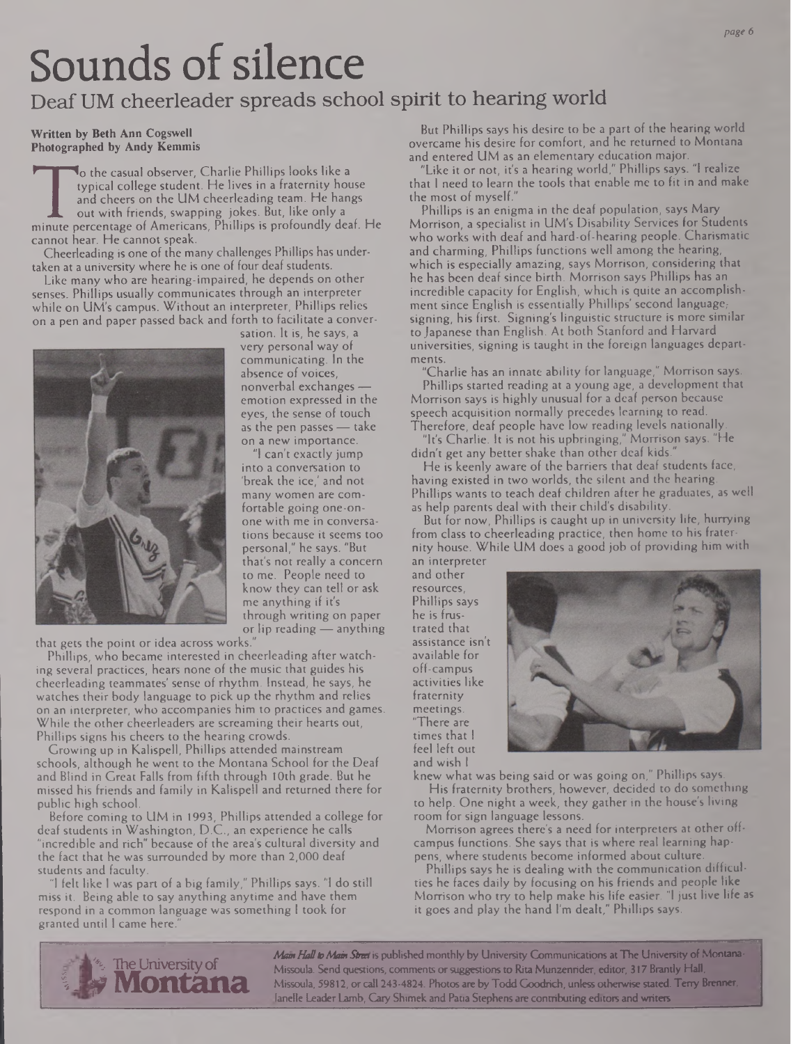# Sounds of silence

## Deaf UM cheerleader spreads school spirit to hearing world

**Written by Beth Ann Cogswell**
**Photographed by Andy Kemmis**

To the casual observer, Charlie Phillips looks like a typical college student. He lives in a fraternity house and cheers on the UM cheerleading team. He hangs out with friends, swapping jokes. But, like only a minute percentage of Americans, Phillips is profoundly deaf. He cannot hear. He cannot speak.

Cheerleading is one of the many challenges Phillips has undertaken at a university where he is one of four deaf students.

Like many who are hearing-impaired, he depends on other senses. Phillips usually communicates through an interpreter while on UM's campus. Without an interpreter, Phillips relies on a pen and paper passed back and forth to facilitate a conversation. It is, he says, a very personal way of communicating. In the absence of voices, nonverbal exchanges — emotion expressed in the eyes, the sense of touch as the pen passes — take on a new importance.

"I can't exactly jump into a conversation to 'break the ice,' and not many women are comfortable going one-on-one with me in conversations because it seems too personal," he says. "But that's not really a concern to me. People need to know they can tell or ask me anything if it's through writing on paper or lip reading — anything that gets the point or idea across works."

Phillips, who became interested in cheerleading after watching several practices, hears none of the music that guides his cheerleading teammates' sense of rhythm. Instead, he says, he watches their body language to pick up the rhythm and relies on an interpreter, who accompanies him to practices and games. While the other cheerleaders are screaming their hearts out, Phillips signs his cheers to the hearing crowds.

Growing up in Kalispell, Phillips attended mainstream schools, although he went to the Montana School for the Deaf and Blind in Great Falls from fifth through 10th grade. But he missed his friends and family in Kalispell and returned there for public high school.

Before coming to UM in 1993, Phillips attended a college for deaf students in Washington, D.C., an experience he calls "incredible and rich" because of the area's cultural diversity and the fact that he was surrounded by more than 2,000 deaf students and faculty.

"I felt like I was part of a big family," Phillips says. "I do still miss it. Being able to say anything anytime and have them respond in a common language was something I took for granted until I came here."

But Phillips says his desire to be a part of the hearing world overcame his desire for comfort, and he returned to Montana and entered UM as an elementary education major.

"Like it or not, it's a hearing world," Phillips says. "I realize that I need to learn the tools that enable me to fit in and make the most of myself."

Phillips is an enigma in the deaf population, says Mary Morrison, a specialist in UM's Disability Services for Students who works with deaf and hard-of-hearing people. Charismatic and charming, Phillips functions well among the hearing, which is especially amazing, says Morrison, considering that he has been deaf since birth. Morrison says Phillips has an incredible capacity for English, which is quite an accomplishment since English is essentially Phillips' second language; signing, his first. Signing's linguistic structure is more similar to Japanese than English. At both Stanford and Harvard universities, signing is taught in the foreign languages departments.

"Charlie has an innate ability for language," Morrison says.

Phillips started reading at a young age, a development that Morrison says is highly unusual for a deaf person because speech acquisition normally precedes learning to read. Therefore, deaf people have low reading levels nationally.

"It's Charlie. It is not his upbringing," Morrison says. "He didn't get any better shake than other deaf kids."

He is keenly aware of the barriers that deaf students face, having existed in two worlds, the silent and the hearing. Phillips wants to teach deaf children after he graduates, as well as help parents deal with their child's disability.

But for now, Phillips is caught up in university life, hurrying from class to cheerleading practice, then home to his fraternity house. While UM does a good job of providing him with an interpreter and other resources, Phillips says he is frustrated that assistance isn't available for off-campus activities like fraternity meetings. "There are times that I feel left out and wish I knew what was being said or was going on," Phillips says.

His fraternity brothers, however, decided to do something to help. One night a week, they gather in the house's living room for sign language lessons.

Morrison agrees there's a need for interpreters at other off-campus functions. She says that is where real learning happens, where students become informed about culture.

Phillips says he is dealing with the communication difficulties he faces daily by focusing on his friends and people like Morrison who try to help make his life easier. "I just live life as it goes and play the hand I'm dealt," Phillips says.

---

The University of Montana

*Main Hall to Main Street* is published monthly by University Communications at The University of Montana-Missoula. Send questions, comments or suggestions to Rita Munzenrider, editor, 317 Brantly Hall, Missoula, 59812, or call 243-4824. Photos are by Todd Goodrich, unless otherwise stated. Terry Brenner, Janelle Leader Lamb, Cary Shimek and Patia Stephens are contributing editors and writers.